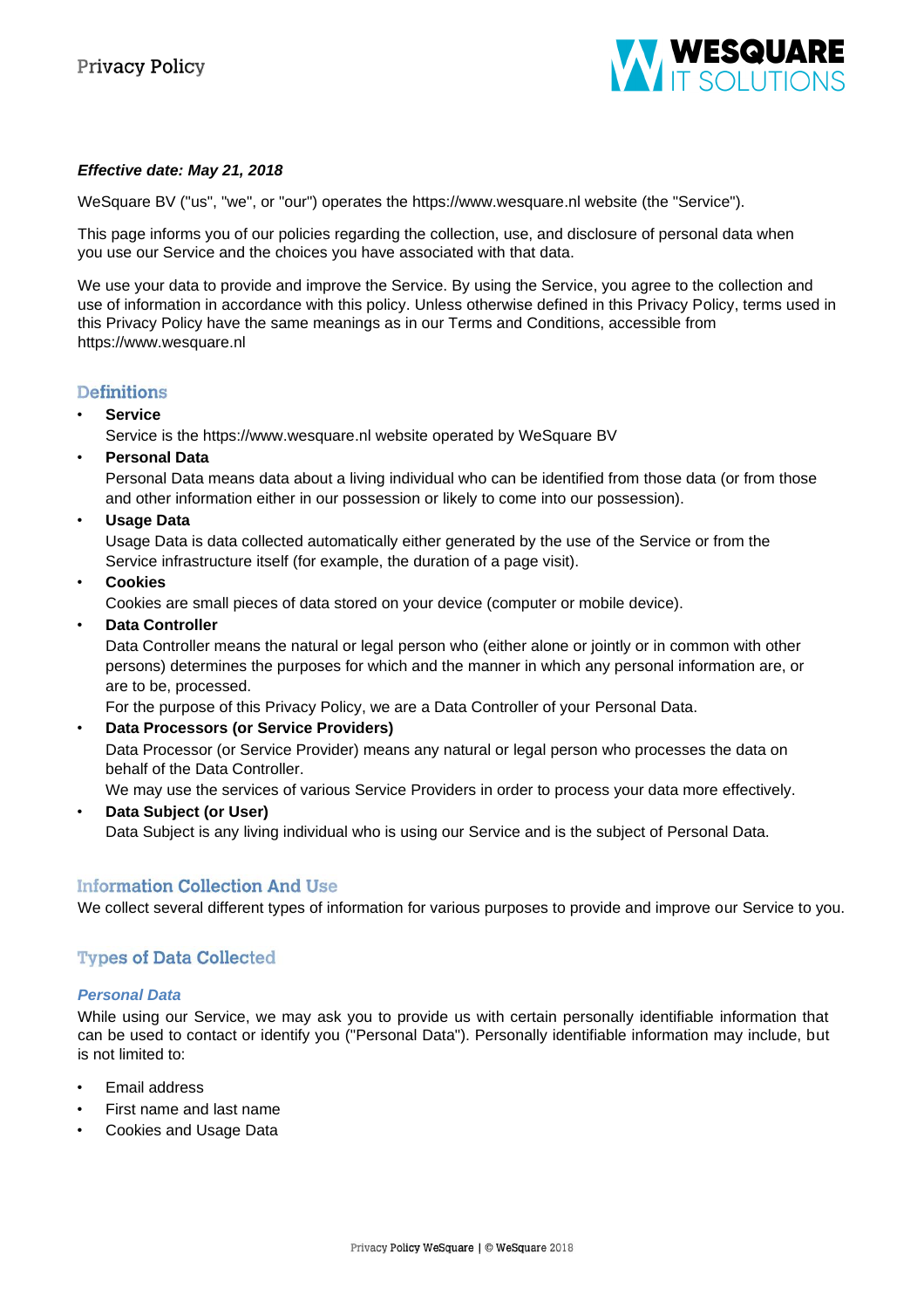# Privacy Policy

***Effective date: May 21, 2018***

WeSquare BV ("us", "we", or "our") operates the https://www.wesquare.nl website (the "Service").

This page informs you of our policies regarding the collection, use, and disclosure of personal data when you use our Service and the choices you have associated with that data.

We use your data to provide and improve the Service. By using the Service, you agree to the collection and use of information in accordance with this policy. Unless otherwise defined in this Privacy Policy, terms used in this Privacy Policy have the same meanings as in our Terms and Conditions, accessible from https://www.wesquare.nl

## Definitions

- **Service**
  Service is the https://www.wesquare.nl website operated by WeSquare BV
- **Personal Data**
  Personal Data means data about a living individual who can be identified from those data (or from those and other information either in our possession or likely to come into our possession).
- **Usage Data**
  Usage Data is data collected automatically either generated by the use of the Service or from the Service infrastructure itself (for example, the duration of a page visit).
- **Cookies**
  Cookies are small pieces of data stored on your device (computer or mobile device).
- **Data Controller**
  Data Controller means the natural or legal person who (either alone or jointly or in common with other persons) determines the purposes for which and the manner in which any personal information are, or are to be, processed.
  For the purpose of this Privacy Policy, we are a Data Controller of your Personal Data.
- **Data Processors (or Service Providers)**
  Data Processor (or Service Provider) means any natural or legal person who processes the data on behalf of the Data Controller.
  We may use the services of various Service Providers in order to process your data more effectively.
- **Data Subject (or User)**
  Data Subject is any living individual who is using our Service and is the subject of Personal Data.

## Information Collection And Use

We collect several different types of information for various purposes to provide and improve our Service to you.

## Types of Data Collected

### *Personal Data*

While using our Service, we may ask you to provide us with certain personally identifiable information that can be used to contact or identify you ("Personal Data"). Personally identifiable information may include, but is not limited to:

- Email address
- First name and last name
- Cookies and Usage Data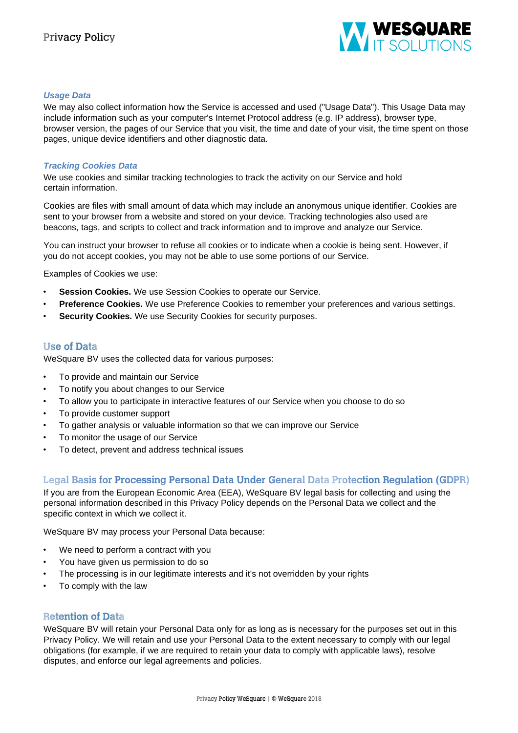### *Usage Data*

We may also collect information how the Service is accessed and used ("Usage Data"). This Usage Data may include information such as your computer's Internet Protocol address (e.g. IP address), browser type, browser version, the pages of our Service that you visit, the time and date of your visit, the time spent on those pages, unique device identifiers and other diagnostic data.

### *Tracking Cookies Data*

We use cookies and similar tracking technologies to track the activity on our Service and hold certain information.

Cookies are files with small amount of data which may include an anonymous unique identifier. Cookies are sent to your browser from a website and stored on your device. Tracking technologies also used are beacons, tags, and scripts to collect and track information and to improve and analyze our Service.

You can instruct your browser to refuse all cookies or to indicate when a cookie is being sent. However, if you do not accept cookies, you may not be able to use some portions of our Service.

Examples of Cookies we use:

- **Session Cookies.** We use Session Cookies to operate our Service.
- **Preference Cookies.** We use Preference Cookies to remember your preferences and various settings.
- **Security Cookies.** We use Security Cookies for security purposes.

## Use of Data

WeSquare BV uses the collected data for various purposes:

- To provide and maintain our Service
- To notify you about changes to our Service
- To allow you to participate in interactive features of our Service when you choose to do so
- To provide customer support
- To gather analysis or valuable information so that we can improve our Service
- To monitor the usage of our Service
- To detect, prevent and address technical issues

## Legal Basis for Processing Personal Data Under General Data Protection Regulation (GDPR)

If you are from the European Economic Area (EEA), WeSquare BV legal basis for collecting and using the personal information described in this Privacy Policy depends on the Personal Data we collect and the specific context in which we collect it.

WeSquare BV may process your Personal Data because:

- We need to perform a contract with you
- You have given us permission to do so
- The processing is in our legitimate interests and it's not overridden by your rights
- To comply with the law

## Retention of Data

WeSquare BV will retain your Personal Data only for as long as is necessary for the purposes set out in this Privacy Policy. We will retain and use your Personal Data to the extent necessary to comply with our legal obligations (for example, if we are required to retain your data to comply with applicable laws), resolve disputes, and enforce our legal agreements and policies.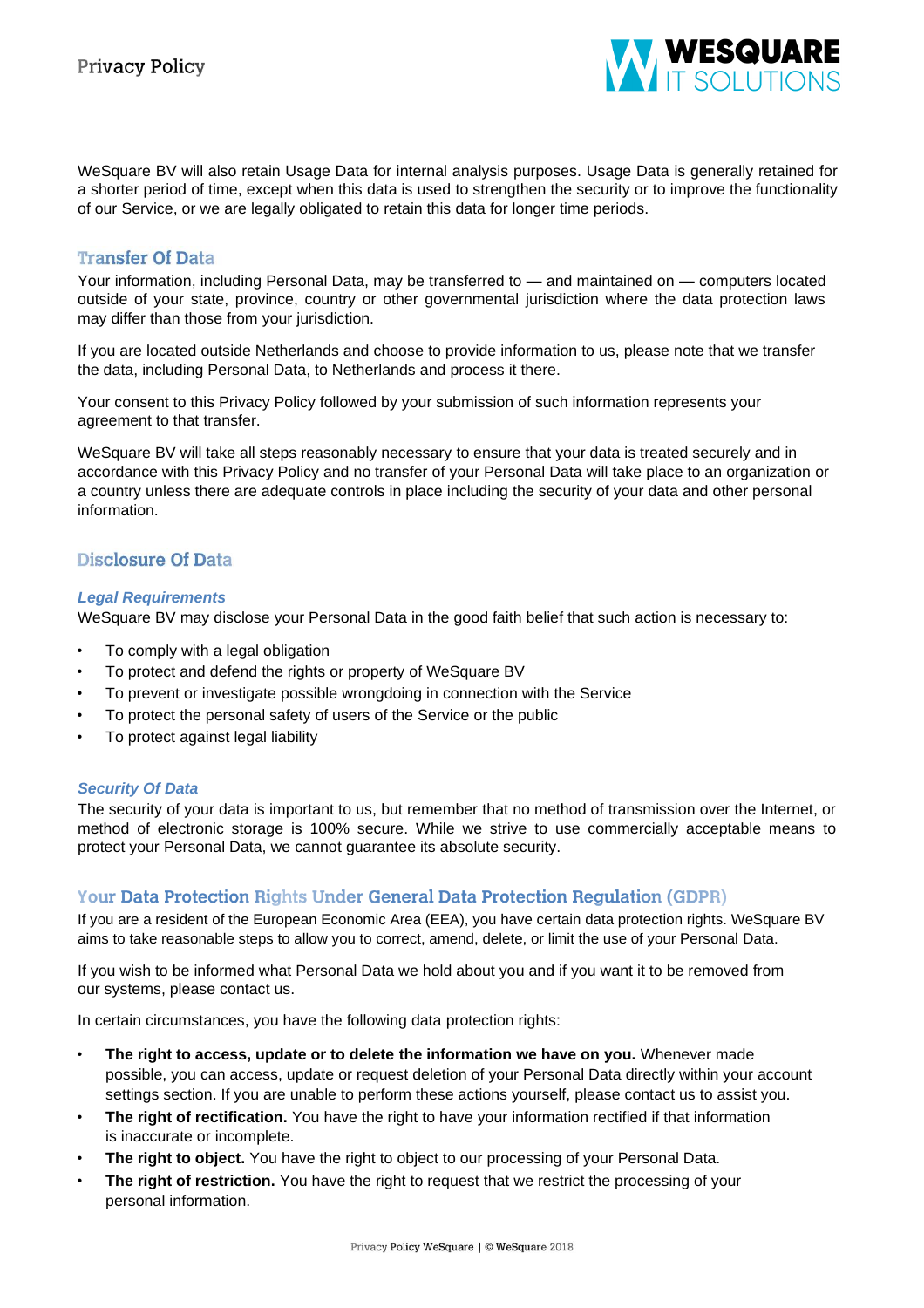WeSquare BV will also retain Usage Data for internal analysis purposes. Usage Data is generally retained for a shorter period of time, except when this data is used to strengthen the security or to improve the functionality of our Service, or we are legally obligated to retain this data for longer time periods.

## Transfer Of Data

Your information, including Personal Data, may be transferred to — and maintained on — computers located outside of your state, province, country or other governmental jurisdiction where the data protection laws may differ than those from your jurisdiction.

If you are located outside Netherlands and choose to provide information to us, please note that we transfer the data, including Personal Data, to Netherlands and process it there.

Your consent to this Privacy Policy followed by your submission of such information represents your agreement to that transfer.

WeSquare BV will take all steps reasonably necessary to ensure that your data is treated securely and in accordance with this Privacy Policy and no transfer of your Personal Data will take place to an organization or a country unless there are adequate controls in place including the security of your data and other personal information.

## Disclosure Of Data

### *Legal Requirements*

WeSquare BV may disclose your Personal Data in the good faith belief that such action is necessary to:

- To comply with a legal obligation
- To protect and defend the rights or property of WeSquare BV
- To prevent or investigate possible wrongdoing in connection with the Service
- To protect the personal safety of users of the Service or the public
- To protect against legal liability

### *Security Of Data*

The security of your data is important to us, but remember that no method of transmission over the Internet, or method of electronic storage is 100% secure. While we strive to use commercially acceptable means to protect your Personal Data, we cannot guarantee its absolute security.

## Your Data Protection Rights Under General Data Protection Regulation (GDPR)

If you are a resident of the European Economic Area (EEA), you have certain data protection rights. WeSquare BV aims to take reasonable steps to allow you to correct, amend, delete, or limit the use of your Personal Data.

If you wish to be informed what Personal Data we hold about you and if you want it to be removed from our systems, please contact us.

In certain circumstances, you have the following data protection rights:

- **The right to access, update or to delete the information we have on you.** Whenever made possible, you can access, update or request deletion of your Personal Data directly within your account settings section. If you are unable to perform these actions yourself, please contact us to assist you.
- **The right of rectification.** You have the right to have your information rectified if that information is inaccurate or incomplete.
- **The right to object.** You have the right to object to our processing of your Personal Data.
- **The right of restriction.** You have the right to request that we restrict the processing of your personal information.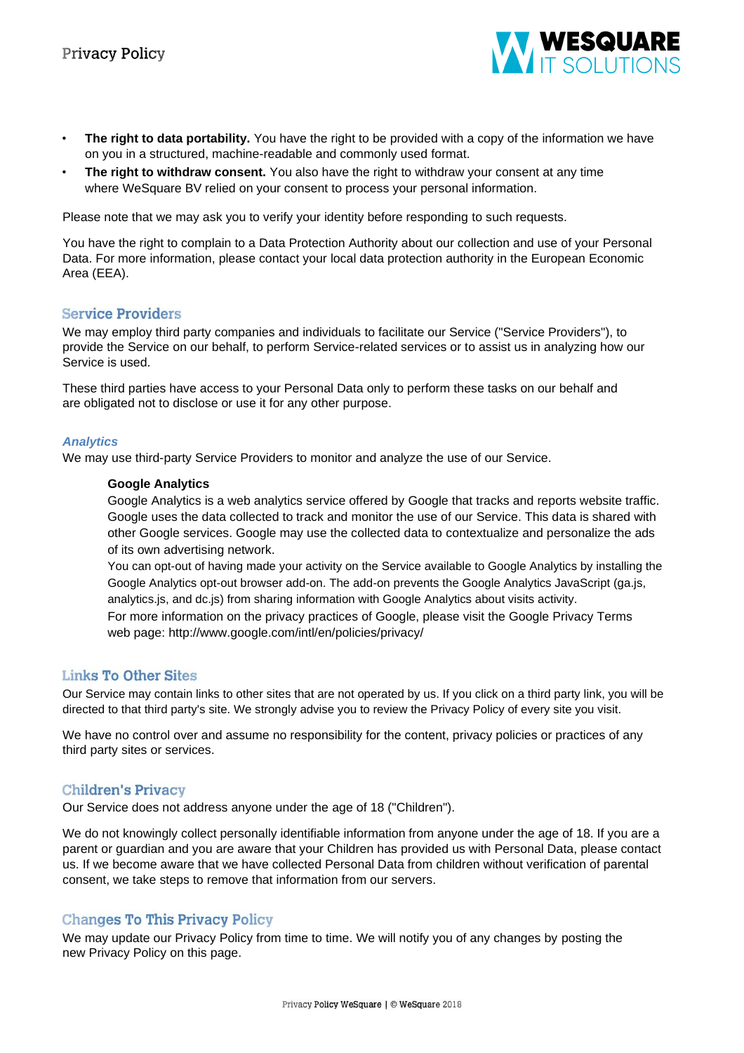- **The right to data portability.** You have the right to be provided with a copy of the information we have on you in a structured, machine-readable and commonly used format.
- **The right to withdraw consent.** You also have the right to withdraw your consent at any time where WeSquare BV relied on your consent to process your personal information.

Please note that we may ask you to verify your identity before responding to such requests.

You have the right to complain to a Data Protection Authority about our collection and use of your Personal Data. For more information, please contact your local data protection authority in the European Economic Area (EEA).

## Service Providers

We may employ third party companies and individuals to facilitate our Service ("Service Providers"), to provide the Service on our behalf, to perform Service-related services or to assist us in analyzing how our Service is used.

These third parties have access to your Personal Data only to perform these tasks on our behalf and are obligated not to disclose or use it for any other purpose.

### *Analytics*

We may use third-party Service Providers to monitor and analyze the use of our Service.

**Google Analytics**

Google Analytics is a web analytics service offered by Google that tracks and reports website traffic. Google uses the data collected to track and monitor the use of our Service. This data is shared with other Google services. Google may use the collected data to contextualize and personalize the ads of its own advertising network.

You can opt-out of having made your activity on the Service available to Google Analytics by installing the Google Analytics opt-out browser add-on. The add-on prevents the Google Analytics JavaScript (ga.js, analytics.js, and dc.js) from sharing information with Google Analytics about visits activity.

For more information on the privacy practices of Google, please visit the Google Privacy Terms web page: http://www.google.com/intl/en/policies/privacy/

## Links To Other Sites

Our Service may contain links to other sites that are not operated by us. If you click on a third party link, you will be directed to that third party's site. We strongly advise you to review the Privacy Policy of every site you visit.

We have no control over and assume no responsibility for the content, privacy policies or practices of any third party sites or services.

## Children's Privacy

Our Service does not address anyone under the age of 18 ("Children").

We do not knowingly collect personally identifiable information from anyone under the age of 18. If you are a parent or guardian and you are aware that your Children has provided us with Personal Data, please contact us. If we become aware that we have collected Personal Data from children without verification of parental consent, we take steps to remove that information from our servers.

## Changes To This Privacy Policy

We may update our Privacy Policy from time to time. We will notify you of any changes by posting the new Privacy Policy on this page.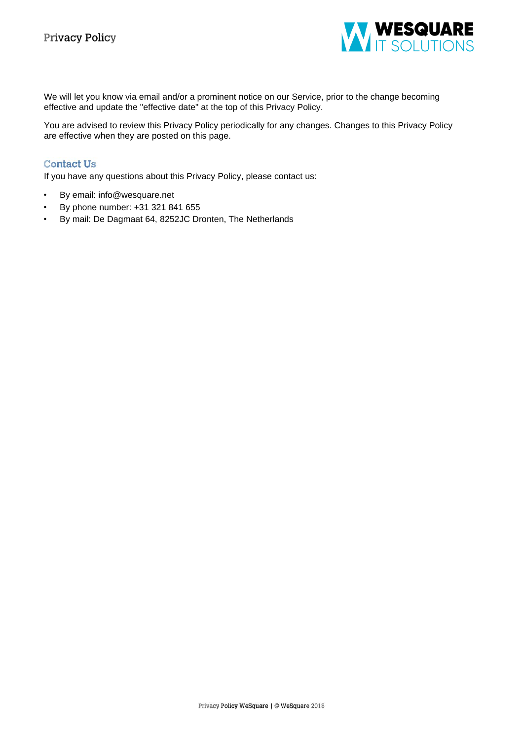We will let you know via email and/or a prominent notice on our Service, prior to the change becoming effective and update the "effective date" at the top of this Privacy Policy.

You are advised to review this Privacy Policy periodically for any changes. Changes to this Privacy Policy are effective when they are posted on this page.

## Contact Us

If you have any questions about this Privacy Policy, please contact us:

- By email: info@wesquare.net
- By phone number: +31 321 841 655
- By mail: De Dagmaat 64, 8252JC Dronten, The Netherlands